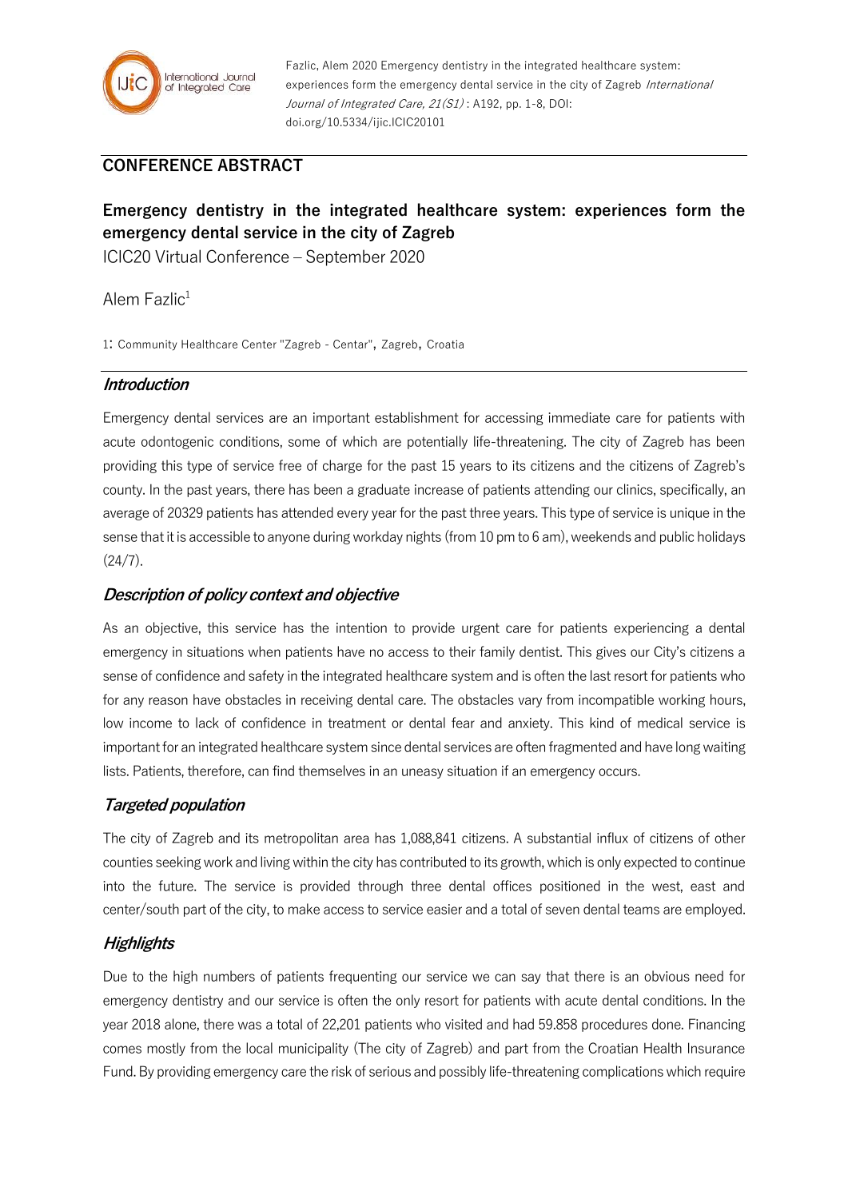Fazlic, Alem 2020 Emergency dentistry in the integrated healthcare system: experiences form the emergency dental service in the city of Zagreb *International Journal of Integrated Care, 21(S1)* : A192, pp. 1-8, DOI: doi.org/10.5334/ijic.ICIC20101

## CONFERENCE ABSTRACT

# Emergency dentistry in the integrated healthcare system: experiences form the emergency dental service in the city of Zagreb

ICIC20 Virtual Conference – September 2020

Alem Fazlic[1]

1: Community Healthcare Center "Zagreb - Centar", Zagreb, Croatia

## *Introduction*

Emergency dental services are an important establishment for accessing immediate care for patients with acute odontogenic conditions, some of which are potentially life-threatening. The city of Zagreb has been providing this type of service free of charge for the past 15 years to its citizens and the citizens of Zagreb's county. In the past years, there has been a graduate increase of patients attending our clinics, specifically, an average of 20329 patients has attended every year for the past three years. This type of service is unique in the sense that it is accessible to anyone during workday nights (from 10 pm to 6 am), weekends and public holidays (24/7).

## *Description of policy context and objective*

As an objective, this service has the intention to provide urgent care for patients experiencing a dental emergency in situations when patients have no access to their family dentist. This gives our City's citizens a sense of confidence and safety in the integrated healthcare system and is often the last resort for patients who for any reason have obstacles in receiving dental care. The obstacles vary from incompatible working hours, low income to lack of confidence in treatment or dental fear and anxiety. This kind of medical service is important for an integrated healthcare system since dental services are often fragmented and have long waiting lists. Patients, therefore, can find themselves in an uneasy situation if an emergency occurs.

## *Targeted population*

The city of Zagreb and its metropolitan area has 1,088,841 citizens. A substantial influx of citizens of other counties seeking work and living within the city has contributed to its growth, which is only expected to continue into the future. The service is provided through three dental offices positioned in the west, east and center/south part of the city, to make access to service easier and a total of seven dental teams are employed.

## *Highlights*

Due to the high numbers of patients frequenting our service we can say that there is an obvious need for emergency dentistry and our service is often the only resort for patients with acute dental conditions. In the year 2018 alone, there was a total of 22,201 patients who visited and had 59.858 procedures done. Financing comes mostly from the local municipality (The city of Zagreb) and part from the Croatian Health Insurance Fund. By providing emergency care the risk of serious and possibly life-threatening complications which require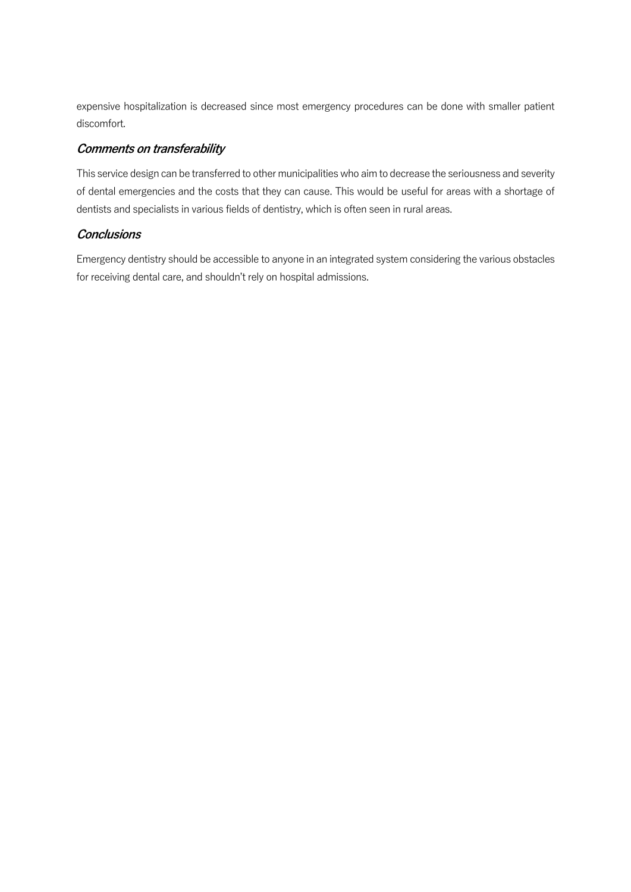expensive hospitalization is decreased since most emergency procedures can be done with smaller patient discomfort.

### *Comments on transferability*

This service design can be transferred to other municipalities who aim to decrease the seriousness and severity of dental emergencies and the costs that they can cause. This would be useful for areas with a shortage of dentists and specialists in various fields of dentistry, which is often seen in rural areas.

### *Conclusions*

Emergency dentistry should be accessible to anyone in an integrated system considering the various obstacles for receiving dental care, and shouldn't rely on hospital admissions.